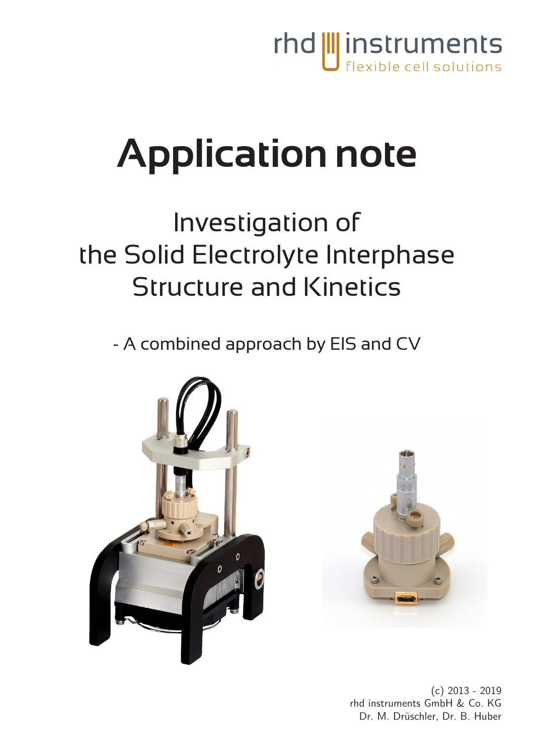rhd instruments

flexible cell solutions

# Application note

## Investigation of the Solid Electrolyte Interphase Structure and Kinetics

### - A combined approach by EIS and CV

(c) 2013 - 2019
rhd instruments GmbH & Co. KG
Dr. M. Drüschler, Dr. B. Huber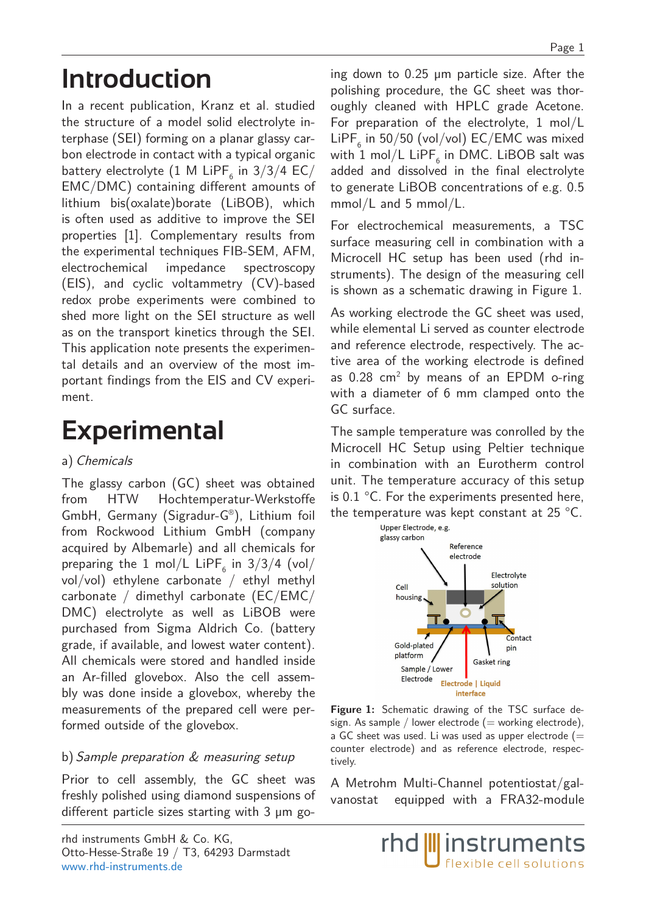# Introduction

In a recent publication, Kranz et al. studied the structure of a model solid electrolyte interphase (SEI) forming on a planar glassy carbon electrode in contact with a typical organic battery electrolyte (1 M $LiPF_6$ in 3/3/4 EC/EMC/DMC) containing different amounts of lithium bis(oxalate)borate (LiBOB), which is often used as additive to improve the SEI properties [1]. Complementary results from the experimental techniques FIB-SEM, AFM, electrochemical impedance spectroscopy (EIS), and cyclic voltammetry (CV)-based redox probe experiments were combined to shed more light on the SEI structure as well as on the transport kinetics through the SEI. This application note presents the experimental details and an overview of the most important findings from the EIS and CV experiment.

# Experimental

a) *Chemicals*

The glassy carbon (GC) sheet was obtained from HTW Hochtemperatur-Werkstoffe GmbH, Germany (Sigradur-G®), Lithium foil from Rockwood Lithium GmbH (company acquired by Albemarle) and all chemicals for preparing the 1 mol/L $LiPF_6$ in 3/3/4 (vol/vol/vol) ethylene carbonate / ethyl methyl carbonate / dimethyl carbonate (EC/EMC/DMC) electrolyte as well as LiBOB were purchased from Sigma Aldrich Co. (battery grade, if available, and lowest water content). All chemicals were stored and handled inside an Ar-filled glovebox. Also the cell assembly was done inside a glovebox, whereby the measurements of the prepared cell were performed outside of the glovebox.

b) *Sample preparation & measuring setup*

Prior to cell assembly, the GC sheet was freshly polished using diamond suspensions of different particle sizes starting with 3 µm going down to 0.25 µm particle size. After the polishing procedure, the GC sheet was thoroughly cleaned with HPLC grade Acetone. For preparation of the electrolyte, 1 mol/L $LiPF_6$ in 50/50 (vol/vol) EC/EMC was mixed with 1 mol/L $LiPF_6$ in DMC. LiBOB salt was added and dissolved in the final electrolyte to generate LiBOB concentrations of e.g. 0.5 mmol/L and 5 mmol/L.

For electrochemical measurements, a TSC surface measuring cell in combination with a Microcell HC setup has been used (rhd instruments). The design of the measuring cell is shown as a schematic drawing in Figure 1.

As working electrode the GC sheet was used, while elemental Li served as counter electrode and reference electrode, respectively. The active area of the working electrode is defined as 0.28 $cm^2$ by means of an EPDM o-ring with a diameter of 6 mm clamped onto the GC surface.

The sample temperature was conrolled by the Microcell HC Setup using Peltier technique in combination with an Eurotherm control unit. The temperature accuracy of this setup is 0.1 °C. For the experiments presented here, the temperature was kept constant at 25 °C.

**Figure 1:** Schematic drawing of the TSC surface design. As sample / lower electrode (= working electrode), a GC sheet was used. Li was used as upper electrode (= counter electrode) and as reference electrode, respectively.

A Metrohm Multi-Channel potentiostat/galvanostat equipped with a FRA32-module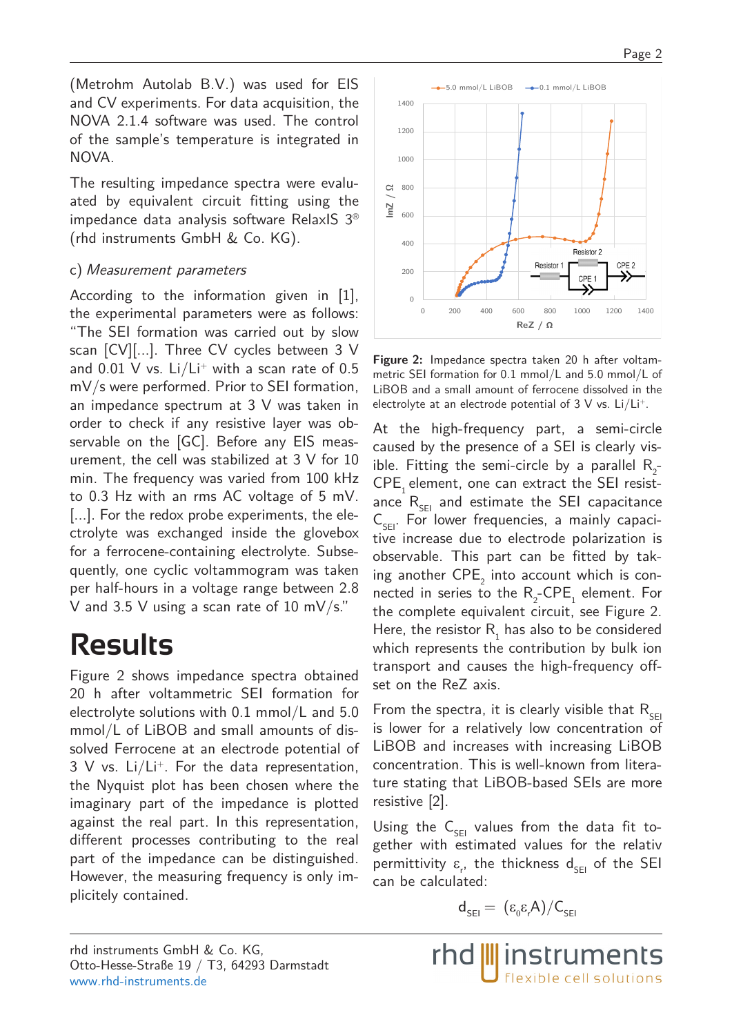(Metrohm Autolab B.V.) was used for EIS and CV experiments. For data acquisition, the NOVA 2.1.4 software was used. The control of the sample's temperature is integrated in NOVA.

The resulting impedance spectra were evaluated by equivalent circuit fitting using the impedance data analysis software RelaxIS 3® (rhd instruments GmbH & Co. KG).

c) *Measurement parameters*

According to the information given in [1], the experimental parameters were as follows: "The SEI formation was carried out by slow scan [CV][...]. Three CV cycles between 3 V and 0.01 V vs. $Li/Li^+$ with a scan rate of 0.5 mV/s were performed. Prior to SEI formation, an impedance spectrum at 3 V was taken in order to check if any resistive layer was observable on the [GC]. Before any EIS measurement, the cell was stabilized at 3 V for 10 min. The frequency was varied from 100 kHz to 0.3 Hz with an rms AC voltage of 5 mV. [...]. For the redox probe experiments, the electrolyte was exchanged inside the glovebox for a ferrocene-containing electrolyte. Subsequently, one cyclic voltammogram was taken per half-hours in a voltage range between 2.8 V and 3.5 V using a scan rate of 10 mV/s."

# Results

Figure 2 shows impedance spectra obtained 20 h after voltammetric SEI formation for electrolyte solutions with 0.1 mmol/L and 5.0 mmol/L of LiBOB and small amounts of dissolved Ferrocene at an electrode potential of 3 V vs. $Li/Li^+$. For the data representation, the Nyquist plot has been chosen where the imaginary part of the impedance is plotted against the real part. In this representation, different processes contributing to the real part of the impedance can be distinguished. However, the measuring frequency is only implicitly contained.

**Figure 2:** Impedance spectra taken 20 h after voltammetric SEI formation for 0.1 mmol/L and 5.0 mmol/L of LiBOB and a small amount of ferrocene dissolved in the electrolyte at an electrode potential of 3 V vs. $Li/Li^+$.

At the high-frequency part, a semi-circle caused by the presence of a SEI is clearly visible. Fitting the semi-circle by a parallel $R_2$-$CPE_1$ element, one can extract the SEI resistance $R_{SEI}$ and estimate the SEI capacitance $C_{SEI}$. For lower frequencies, a mainly capacitive increase due to electrode polarization is observable. This part can be fitted by taking another $CPE_2$ into account which is connected in series to the $R_2$-$CPE_1$ element. For the complete equivalent circuit, see Figure 2. Here, the resistor $R_1$ has also to be considered which represents the contribution by bulk ion transport and causes the high-frequency offset on the ReZ axis.

From the spectra, it is clearly visible that $R_{SEI}$ is lower for a relatively low concentration of LiBOB and increases with increasing LiBOB concentration. This is well-known from literature stating that LiBOB-based SEIs are more resistive [2].

Using the $C_{SEI}$ values from the data fit together with estimated values for the relativ permittivity $\varepsilon_r$, the thickness $d_{SEI}$ of the SEI can be calculated:

$$d_{SEI} = (\varepsilon_0 \varepsilon_r A)/C_{SEI}$$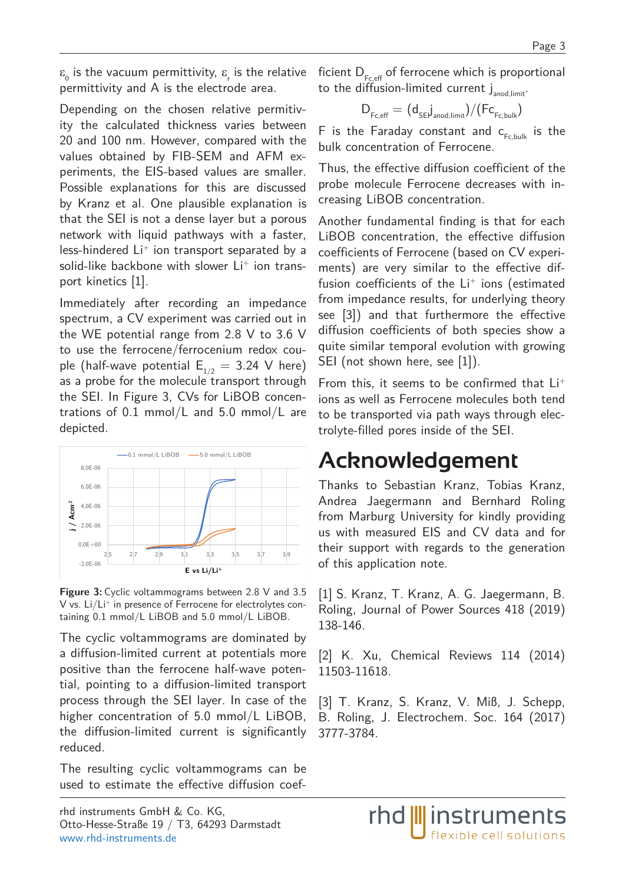$\varepsilon_0$ is the vacuum permittivity, $\varepsilon_r$ is the relative permittivity and A is the electrode area.

Depending on the chosen relative permittivity the calculated thickness varies between 20 and 100 nm. However, compared with the values obtained by FIB-SEM and AFM experiments, the EIS-based values are smaller. Possible explanations for this are discussed by Kranz et al. One plausible explanation is that the SEI is not a dense layer but a porous network with liquid pathways with a faster, less-hindered $Li^+$ ion transport separated by a solid-like backbone with slower $Li^+$ ion transport kinetics [1].

Immediately after recording an impedance spectrum, a CV experiment was carried out in the WE potential range from 2.8 V to 3.6 V to use the ferrocene/ferrocenium redox couple (half-wave potential $E_{1/2} = 3.24$ V here) as a probe for the molecule transport through the SEI. In Figure 3, CVs for LiBOB concentrations of 0.1 mmol/L and 5.0 mmol/L are depicted.

0.1 mmol/L LiBOB
5.0 mmol/L LiBOB
j / Acm²
8,0E-06
6,0E-06
4,0E-06
2,0E-06
0,0E+00
-2,0E-06
2,5
2,7
2,9
3,1
3,3
3,5
3,7
3,9
E vs Li/Li+

**Figure 3:** Cyclic voltammograms between 2.8 V and 3.5 V vs. Li/$Li^+$ in presence of Ferrocene for electrolytes containing 0.1 mmol/L LiBOB and 5.0 mmol/L LiBOB.

The cyclic voltammograms are dominated by a diffusion-limited current at potentials more positive than the ferrocene half-wave potential, pointing to a diffusion-limited transport process through the SEI layer. In case of the higher concentration of 5.0 mmol/L LiBOB, the diffusion-limited current is significantly reduced.

The resulting cyclic voltammograms can be used to estimate the effective diffusion coefficient $D_{Fc,eff}$ of ferrocene which is proportional to the diffusion-limited current $j_{anod,limit}$.

$$D_{Fc,eff} = (d_{SEI} j_{anod,limit})/(Fc_{Fc,bulk})$$

F is the Faraday constant and $c_{Fc,bulk}$ is the bulk concentration of Ferrocene.

Thus, the effective diffusion coefficient of the probe molecule Ferrocene decreases with increasing LiBOB concentration.

Another fundamental finding is that for each LiBOB concentration, the effective diffusion coefficients of Ferrocene (based on CV experiments) are very similar to the effective diffusion coefficients of the $Li^+$ ions (estimated from impedance results, for underlying theory see [3]) and that furthermore the effective diffusion coefficients of both species show a quite similar temporal evolution with growing SEI (not shown here, see [1]).

From this, it seems to be confirmed that $Li^+$ ions as well as Ferrocene molecules both tend to be transported via path ways through electrolyte-filled pores inside of the SEI.

# Acknowledgement

Thanks to Sebastian Kranz, Tobias Kranz, Andrea Jaegermann and Bernhard Roling from Marburg University for kindly providing us with measured EIS and CV data and for their support with regards to the generation of this application note.

[1] S. Kranz, T. Kranz, A. G. Jaegermann, B. Roling, Journal of Power Sources 418 (2019) 138-146.

[2] K. Xu, Chemical Reviews 114 (2014) 11503-11618.

[3] T. Kranz, S. Kranz, V. Miß, J. Schepp, B. Roling, J. Electrochem. Soc. 164 (2017) 3777-3784.

rhd instruments GmbH & Co. KG,
Otto-Hesse-Straße 19 / T3, 64293 Darmstadt
www.rhd-instruments.de